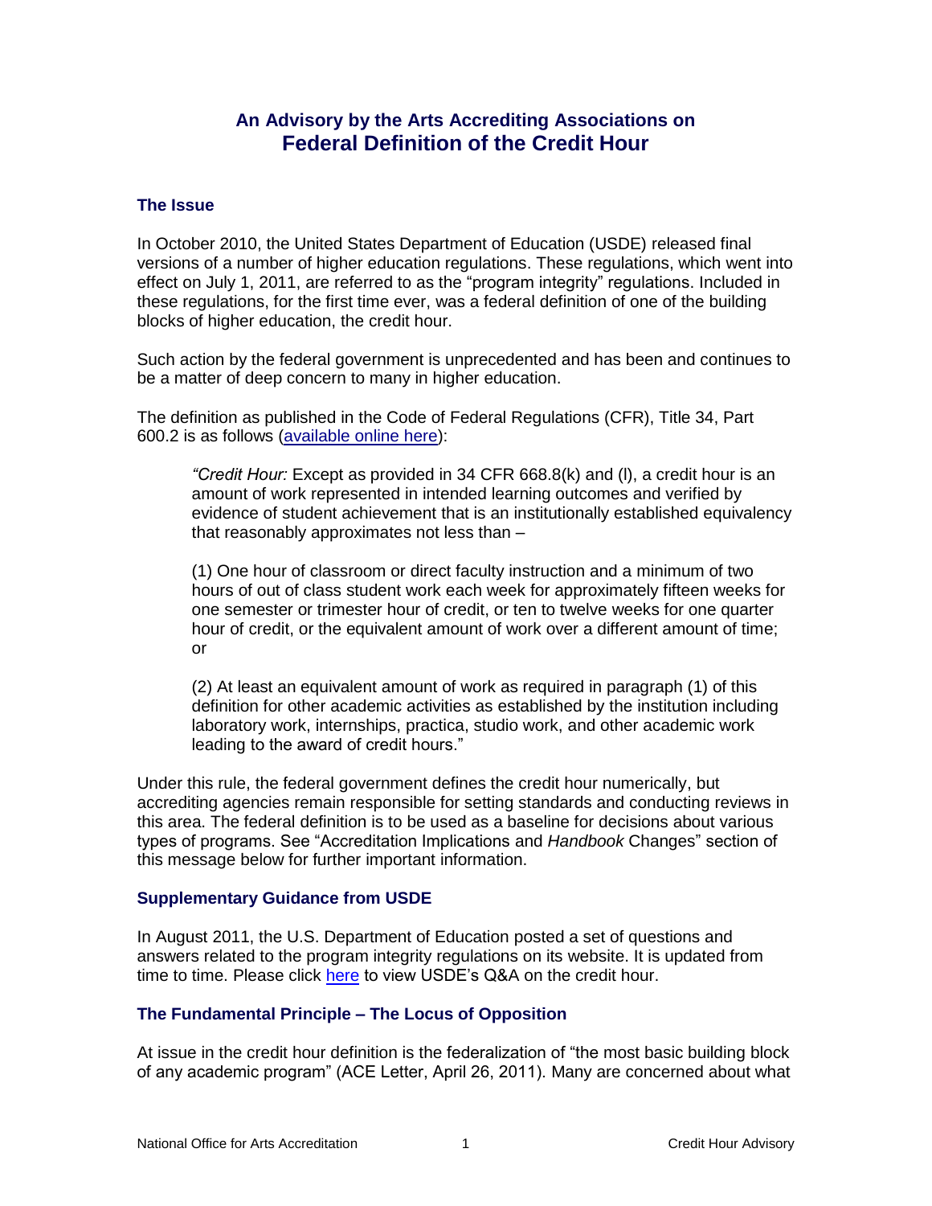# An Advisory by the Arts Accrediting Associations on
# Federal Definition of the Credit Hour

## The Issue

In October 2010, the United States Department of Education (USDE) released final versions of a number of higher education regulations. These regulations, which went into effect on July 1, 2011, are referred to as the "program integrity" regulations. Included in these regulations, for the first time ever, was a federal definition of one of the building blocks of higher education, the credit hour.

Such action by the federal government is unprecedented and has been and continues to be a matter of deep concern to many in higher education.

The definition as published in the Code of Federal Regulations (CFR), Title 34, Part 600.2 is as follows (available online here):

> *"Credit Hour:* Except as provided in 34 CFR 668.8(k) and (l), a credit hour is an amount of work represented in intended learning outcomes and verified by evidence of student achievement that is an institutionally established equivalency that reasonably approximates not less than –
>
> (1) One hour of classroom or direct faculty instruction and a minimum of two hours of out of class student work each week for approximately fifteen weeks for one semester or trimester hour of credit, or ten to twelve weeks for one quarter hour of credit, or the equivalent amount of work over a different amount of time; or
>
> (2) At least an equivalent amount of work as required in paragraph (1) of this definition for other academic activities as established by the institution including laboratory work, internships, practica, studio work, and other academic work leading to the award of credit hours."

Under this rule, the federal government defines the credit hour numerically, but accrediting agencies remain responsible for setting standards and conducting reviews in this area. The federal definition is to be used as a baseline for decisions about various types of programs. See "Accreditation Implications and *Handbook* Changes" section of this message below for further important information.

## Supplementary Guidance from USDE

In August 2011, the U.S. Department of Education posted a set of questions and answers related to the program integrity regulations on its website. It is updated from time to time. Please click here to view USDE's Q&A on the credit hour.

## The Fundamental Principle – The Locus of Opposition

At issue in the credit hour definition is the federalization of "the most basic building block of any academic program" (ACE Letter, April 26, 2011). Many are concerned about what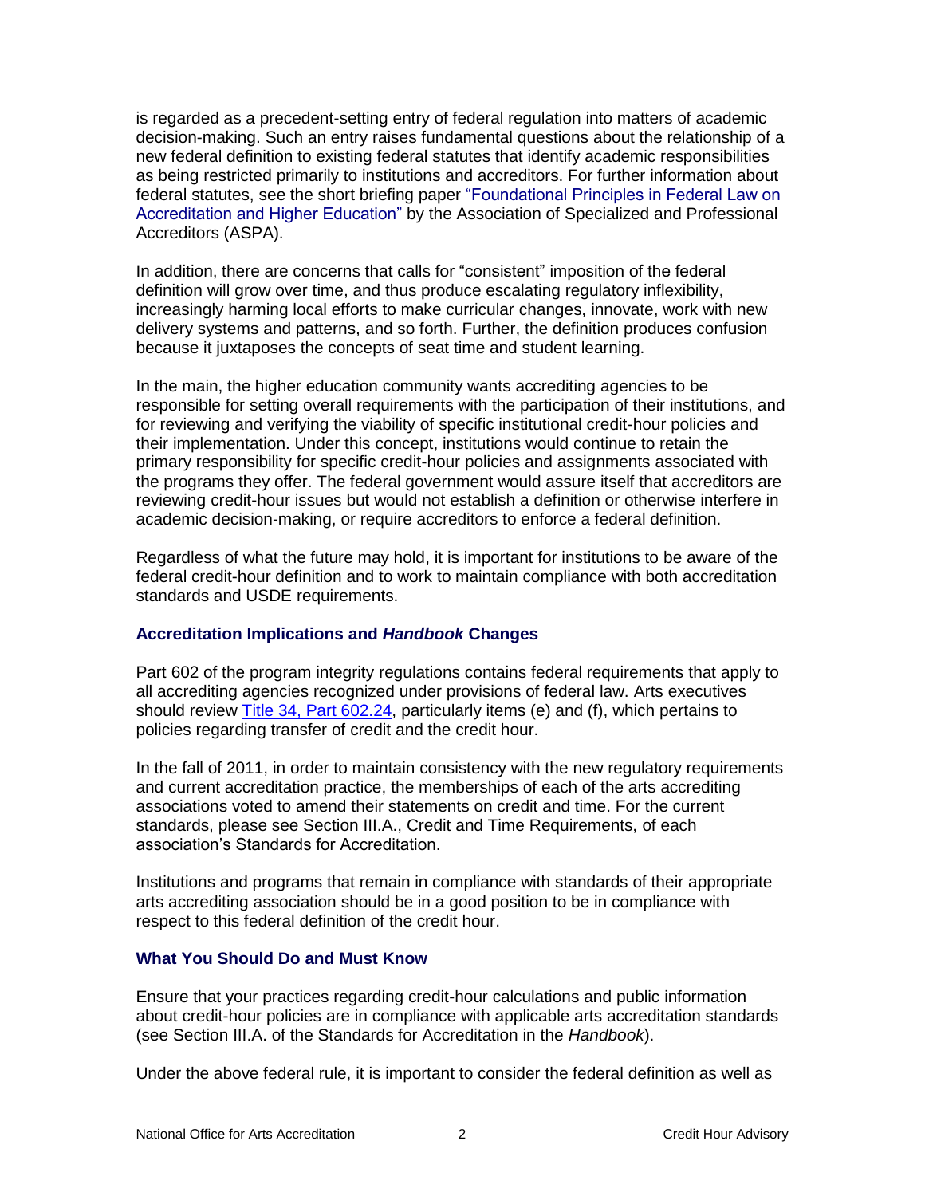is regarded as a precedent-setting entry of federal regulation into matters of academic decision-making. Such an entry raises fundamental questions about the relationship of a new federal definition to existing federal statutes that identify academic responsibilities as being restricted primarily to institutions and accreditors. For further information about federal statutes, see the short briefing paper "Foundational Principles in Federal Law on Accreditation and Higher Education" by the Association of Specialized and Professional Accreditors (ASPA).

In addition, there are concerns that calls for "consistent" imposition of the federal definition will grow over time, and thus produce escalating regulatory inflexibility, increasingly harming local efforts to make curricular changes, innovate, work with new delivery systems and patterns, and so forth. Further, the definition produces confusion because it juxtaposes the concepts of seat time and student learning.

In the main, the higher education community wants accrediting agencies to be responsible for setting overall requirements with the participation of their institutions, and for reviewing and verifying the viability of specific institutional credit-hour policies and their implementation. Under this concept, institutions would continue to retain the primary responsibility for specific credit-hour policies and assignments associated with the programs they offer. The federal government would assure itself that accreditors are reviewing credit-hour issues but would not establish a definition or otherwise interfere in academic decision-making, or require accreditors to enforce a federal definition.

Regardless of what the future may hold, it is important for institutions to be aware of the federal credit-hour definition and to work to maintain compliance with both accreditation standards and USDE requirements.

### Accreditation Implications and *Handbook* Changes

Part 602 of the program integrity regulations contains federal requirements that apply to all accrediting agencies recognized under provisions of federal law. Arts executives should review Title 34, Part 602.24, particularly items (e) and (f), which pertains to policies regarding transfer of credit and the credit hour.

In the fall of 2011, in order to maintain consistency with the new regulatory requirements and current accreditation practice, the memberships of each of the arts accrediting associations voted to amend their statements on credit and time. For the current standards, please see Section III.A., Credit and Time Requirements, of each association's Standards for Accreditation.

Institutions and programs that remain in compliance with standards of their appropriate arts accrediting association should be in a good position to be in compliance with respect to this federal definition of the credit hour.

### What You Should Do and Must Know

Ensure that your practices regarding credit-hour calculations and public information about credit-hour policies are in compliance with applicable arts accreditation standards (see Section III.A. of the Standards for Accreditation in the *Handbook*).

Under the above federal rule, it is important to consider the federal definition as well as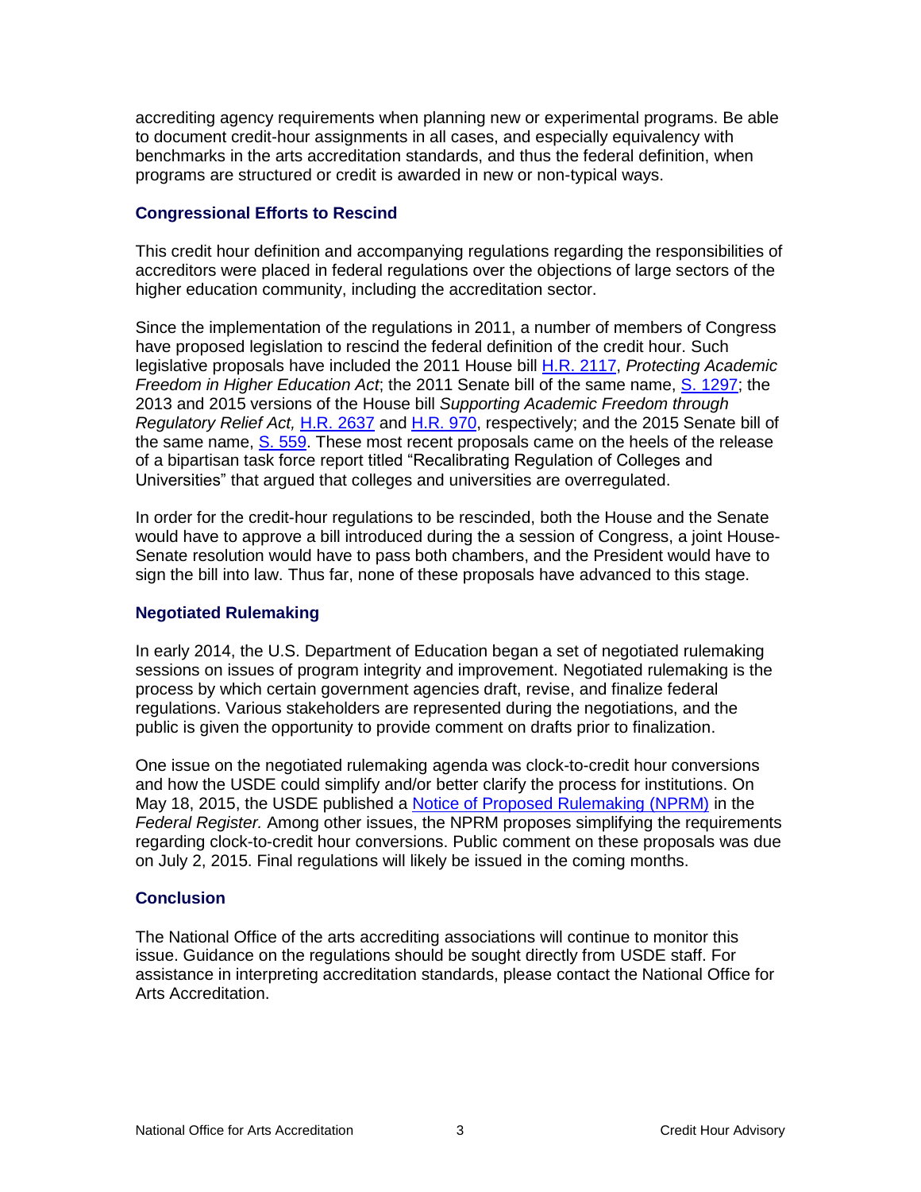accrediting agency requirements when planning new or experimental programs. Be able to document credit-hour assignments in all cases, and especially equivalency with benchmarks in the arts accreditation standards, and thus the federal definition, when programs are structured or credit is awarded in new or non-typical ways.

### Congressional Efforts to Rescind

This credit hour definition and accompanying regulations regarding the responsibilities of accreditors were placed in federal regulations over the objections of large sectors of the higher education community, including the accreditation sector.

Since the implementation of the regulations in 2011, a number of members of Congress have proposed legislation to rescind the federal definition of the credit hour. Such legislative proposals have included the 2011 House bill H.R. 2117, *Protecting Academic Freedom in Higher Education Act*; the 2011 Senate bill of the same name, S. 1297; the 2013 and 2015 versions of the House bill *Supporting Academic Freedom through Regulatory Relief Act,* H.R. 2637 and H.R. 970, respectively; and the 2015 Senate bill of the same name, S. 559. These most recent proposals came on the heels of the release of a bipartisan task force report titled "Recalibrating Regulation of Colleges and Universities" that argued that colleges and universities are overregulated.

In order for the credit-hour regulations to be rescinded, both the House and the Senate would have to approve a bill introduced during the a session of Congress, a joint House-Senate resolution would have to pass both chambers, and the President would have to sign the bill into law. Thus far, none of these proposals have advanced to this stage.

### Negotiated Rulemaking

In early 2014, the U.S. Department of Education began a set of negotiated rulemaking sessions on issues of program integrity and improvement. Negotiated rulemaking is the process by which certain government agencies draft, revise, and finalize federal regulations. Various stakeholders are represented during the negotiations, and the public is given the opportunity to provide comment on drafts prior to finalization.

One issue on the negotiated rulemaking agenda was clock-to-credit hour conversions and how the USDE could simplify and/or better clarify the process for institutions. On May 18, 2015, the USDE published a Notice of Proposed Rulemaking (NPRM) in the *Federal Register.* Among other issues, the NPRM proposes simplifying the requirements regarding clock-to-credit hour conversions. Public comment on these proposals was due on July 2, 2015. Final regulations will likely be issued in the coming months.

### Conclusion

The National Office of the arts accrediting associations will continue to monitor this issue. Guidance on the regulations should be sought directly from USDE staff. For assistance in interpreting accreditation standards, please contact the National Office for Arts Accreditation.